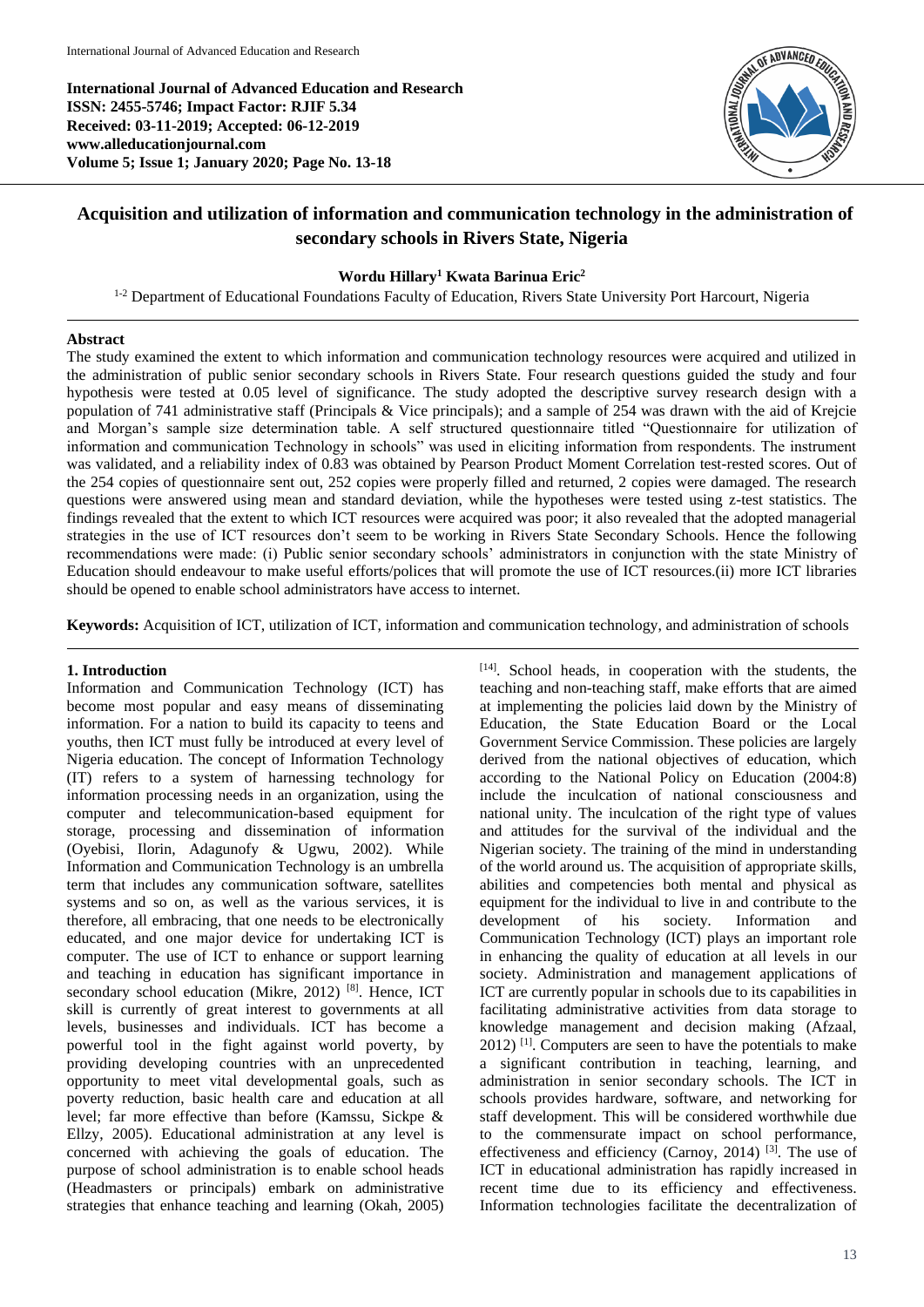International Journal of Advanced Education and Research
ISSN: 2455-5746; Impact Factor: RJIF 5.34
Received: 03-11-2019; Accepted: 06-12-2019
www.alleducationjournal.com
Volume 5; Issue 1; January 2020; Page No. 13-18

# Acquisition and utilization of information and communication technology in the administration of secondary schools in Rivers State, Nigeria

**Wordu Hillary[1] Kwata Barinua Eric[2]**

[1-2] Department of Educational Foundations Faculty of Education, Rivers State University Port Harcourt, Nigeria

## Abstract

The study examined the extent to which information and communication technology resources were acquired and utilized in the administration of public senior secondary schools in Rivers State. Four research questions guided the study and four hypothesis were tested at 0.05 level of significance. The study adopted the descriptive survey research design with a population of 741 administrative staff (Principals & Vice principals); and a sample of 254 was drawn with the aid of Krejcie and Morgan's sample size determination table. A self structured questionnaire titled "Questionnaire for utilization of information and communication Technology in schools" was used in eliciting information from respondents. The instrument was validated, and a reliability index of 0.83 was obtained by Pearson Product Moment Correlation test-rested scores. Out of the 254 copies of questionnaire sent out, 252 copies were properly filled and returned, 2 copies were damaged. The research questions were answered using mean and standard deviation, while the hypotheses were tested using z-test statistics. The findings revealed that the extent to which ICT resources were acquired was poor; it also revealed that the adopted managerial strategies in the use of ICT resources don't seem to be working in Rivers State Secondary Schools. Hence the following recommendations were made: (i) Public senior secondary schools' administrators in conjunction with the state Ministry of Education should endeavour to make useful efforts/polices that will promote the use of ICT resources.(ii) more ICT libraries should be opened to enable school administrators have access to internet.

**Keywords:** Acquisition of ICT, utilization of ICT, information and communication technology, and administration of schools

## 1. Introduction

Information and Communication Technology (ICT) has become most popular and easy means of disseminating information. For a nation to build its capacity to teens and youths, then ICT must fully be introduced at every level of Nigeria education. The concept of Information Technology (IT) refers to a system of harnessing technology for information processing needs in an organization, using the computer and telecommunication-based equipment for storage, processing and dissemination of information (Oyebisi, Ilorin, Adagunofy & Ugwu, 2002). While Information and Communication Technology is an umbrella term that includes any communication software, satellites systems and so on, as well as the various services, it is therefore, all embracing, that one needs to be electronically educated, and one major device for undertaking ICT is computer. The use of ICT to enhance or support learning and teaching in education has significant importance in secondary school education (Mikre, 2012) [8]. Hence, ICT skill is currently of great interest to governments at all levels, businesses and individuals. ICT has become a powerful tool in the fight against world poverty, by providing developing countries with an unprecedented opportunity to meet vital developmental goals, such as poverty reduction, basic health care and education at all level; far more effective than before (Kamssu, Sickpe & Ellzy, 2005). Educational administration at any level is concerned with achieving the goals of education. The purpose of school administration is to enable school heads (Headmasters or principals) embark on administrative strategies that enhance teaching and learning (Okah, 2005) [14]. School heads, in cooperation with the students, the teaching and non-teaching staff, make efforts that are aimed at implementing the policies laid down by the Ministry of Education, the State Education Board or the Local Government Service Commission. These policies are largely derived from the national objectives of education, which according to the National Policy on Education (2004:8) include the inculcation of national consciousness and national unity. The inculcation of the right type of values and attitudes for the survival of the individual and the Nigerian society. The training of the mind in understanding of the world around us. The acquisition of appropriate skills, abilities and competencies both mental and physical as equipment for the individual to live in and contribute to the development of his society. Information and Communication Technology (ICT) plays an important role in enhancing the quality of education at all levels in our society. Administration and management applications of ICT are currently popular in schools due to its capabilities in facilitating administrative activities from data storage to knowledge management and decision making (Afzaal, 2012) [1]. Computers are seen to have the potentials to make a significant contribution in teaching, learning, and administration in senior secondary schools. The ICT in schools provides hardware, software, and networking for staff development. This will be considered worthwhile due to the commensurate impact on school performance, effectiveness and efficiency (Carnoy, 2014) [3]. The use of ICT in educational administration has rapidly increased in recent time due to its efficiency and effectiveness. Information technologies facilitate the decentralization of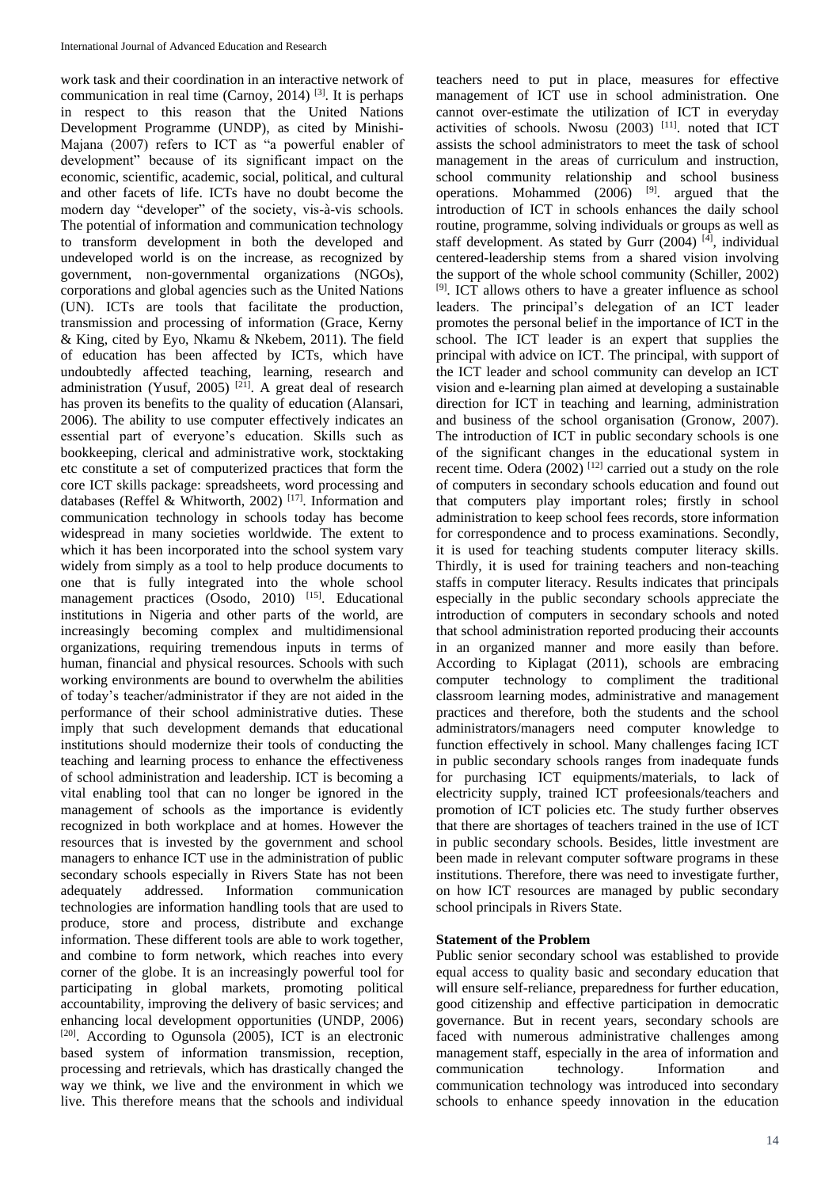work task and their coordination in an interactive network of communication in real time (Carnoy, 2014) [3]. It is perhaps in respect to this reason that the United Nations Development Programme (UNDP), as cited by Minishi-Majana (2007) refers to ICT as "a powerful enabler of development" because of its significant impact on the economic, scientific, academic, social, political, and cultural and other facets of life. ICTs have no doubt become the modern day "developer" of the society, vis-à-vis schools. The potential of information and communication technology to transform development in both the developed and undeveloped world is on the increase, as recognized by government, non-governmental organizations (NGOs), corporations and global agencies such as the United Nations (UN). ICTs are tools that facilitate the production, transmission and processing of information (Grace, Kerny & King, cited by Eyo, Nkamu & Nkebem, 2011). The field of education has been affected by ICTs, which have undoubtedly affected teaching, learning, research and administration (Yusuf, 2005) [21]. A great deal of research has proven its benefits to the quality of education (Alansari, 2006). The ability to use computer effectively indicates an essential part of everyone's education. Skills such as bookkeeping, clerical and administrative work, stocktaking etc constitute a set of computerized practices that form the core ICT skills package: spreadsheets, word processing and databases (Reffel & Whitworth, 2002) [17]. Information and communication technology in schools today has become widespread in many societies worldwide. The extent to which it has been incorporated into the school system vary widely from simply as a tool to help produce documents to one that is fully integrated into the whole school management practices (Osodo, 2010) [15]. Educational institutions in Nigeria and other parts of the world, are increasingly becoming complex and multidimensional organizations, requiring tremendous inputs in terms of human, financial and physical resources. Schools with such working environments are bound to overwhelm the abilities of today's teacher/administrator if they are not aided in the performance of their school administrative duties. These imply that such development demands that educational institutions should modernize their tools of conducting the teaching and learning process to enhance the effectiveness of school administration and leadership. ICT is becoming a vital enabling tool that can no longer be ignored in the management of schools as the importance is evidently recognized in both workplace and at homes. However the resources that is invested by the government and school managers to enhance ICT use in the administration of public secondary schools especially in Rivers State has not been adequately addressed. Information communication technologies are information handling tools that are used to produce, store and process, distribute and exchange information. These different tools are able to work together, and combine to form network, which reaches into every corner of the globe. It is an increasingly powerful tool for participating in global markets, promoting political accountability, improving the delivery of basic services; and enhancing local development opportunities (UNDP, 2006) [20]. According to Ogunsola (2005), ICT is an electronic based system of information transmission, reception, processing and retrievals, which has drastically changed the way we think, we live and the environment in which we live. This therefore means that the schools and individual teachers need to put in place, measures for effective management of ICT use in school administration. One cannot over-estimate the utilization of ICT in everyday activities of schools. Nwosu (2003) [11]. noted that ICT assists the school administrators to meet the task of school management in the areas of curriculum and instruction, school community relationship and school business operations. Mohammed (2006) [9]. argued that the introduction of ICT in schools enhances the daily school routine, programme, solving individuals or groups as well as staff development. As stated by Gurr (2004) [4], individual centered-leadership stems from a shared vision involving the support of the whole school community (Schiller, 2002) [9]. ICT allows others to have a greater influence as school leaders. The principal's delegation of an ICT leader promotes the personal belief in the importance of ICT in the school. The ICT leader is an expert that supplies the principal with advice on ICT. The principal, with support of the ICT leader and school community can develop an ICT vision and e-learning plan aimed at developing a sustainable direction for ICT in teaching and learning, administration and business of the school organisation (Gronow, 2007). The introduction of ICT in public secondary schools is one of the significant changes in the educational system in recent time. Odera (2002) [12] carried out a study on the role of computers in secondary schools education and found out that computers play important roles; firstly in school administration to keep school fees records, store information for correspondence and to process examinations. Secondly, it is used for teaching students computer literacy skills. Thirdly, it is used for training teachers and non-teaching staffs in computer literacy. Results indicates that principals especially in the public secondary schools appreciate the introduction of computers in secondary schools and noted that school administration reported producing their accounts in an organized manner and more easily than before. According to Kiplagat (2011), schools are embracing computer technology to compliment the traditional classroom learning modes, administrative and management practices and therefore, both the students and the school administrators/managers need computer knowledge to function effectively in school. Many challenges facing ICT in public secondary schools ranges from inadequate funds for purchasing ICT equipments/materials, to lack of electricity supply, trained ICT profeesionals/teachers and promotion of ICT policies etc. The study further observes that there are shortages of teachers trained in the use of ICT in public secondary schools. Besides, little investment are been made in relevant computer software programs in these institutions. Therefore, there was need to investigate further, on how ICT resources are managed by public secondary school principals in Rivers State.

## Statement of the Problem

Public senior secondary school was established to provide equal access to quality basic and secondary education that will ensure self-reliance, preparedness for further education, good citizenship and effective participation in democratic governance. But in recent years, secondary schools are faced with numerous administrative challenges among management staff, especially in the area of information and communication technology. Information and communication technology was introduced into secondary schools to enhance speedy innovation in the education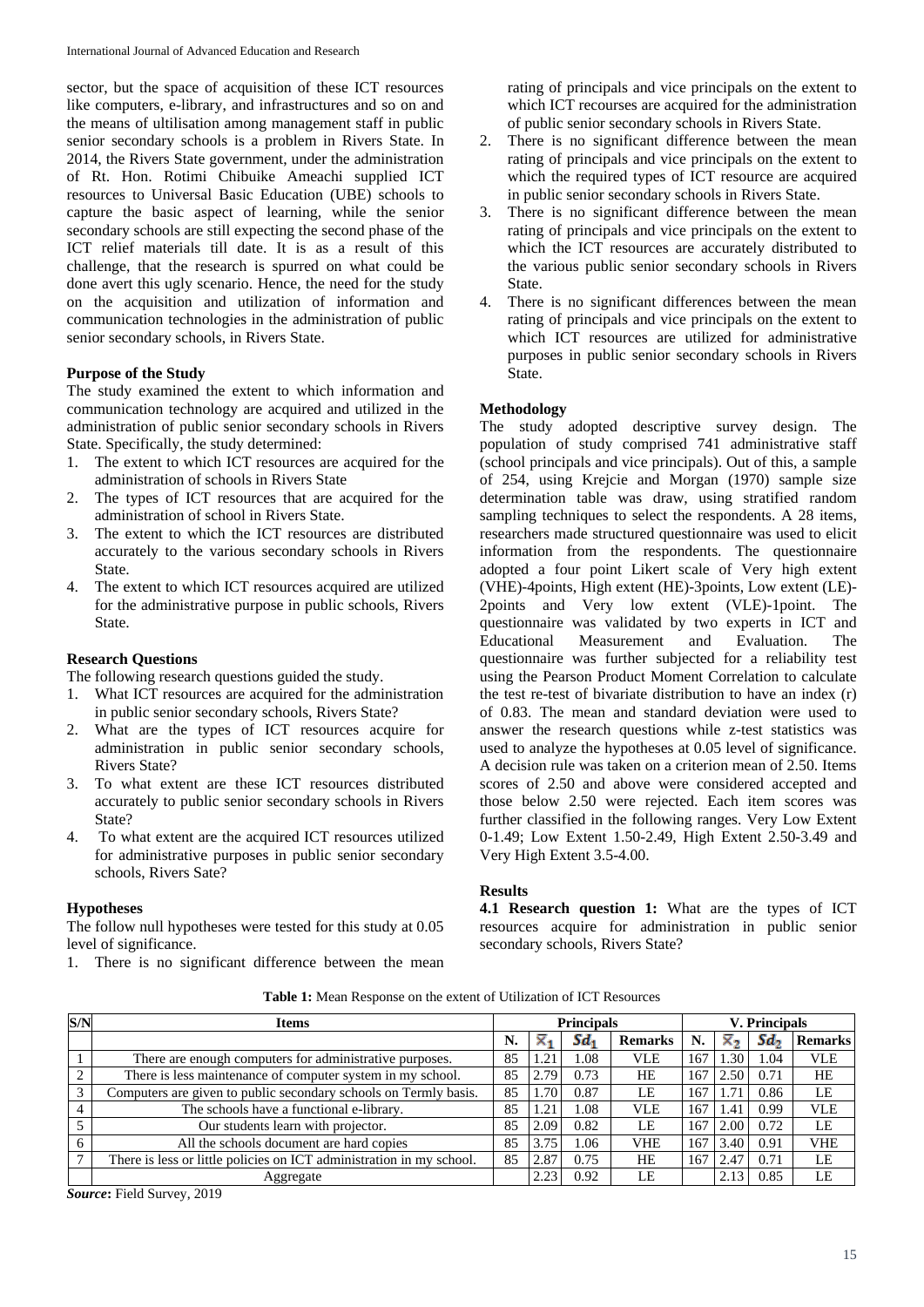sector, but the space of acquisition of these ICT resources like computers, e-library, and infrastructures and so on and the means of ultilisation among management staff in public senior secondary schools is a problem in Rivers State. In 2014, the Rivers State government, under the administration of Rt. Hon. Rotimi Chibuike Ameachi supplied ICT resources to Universal Basic Education (UBE) schools to capture the basic aspect of learning, while the senior secondary schools are still expecting the second phase of the ICT relief materials till date. It is as a result of this challenge, that the research is spurred on what could be done avert this ugly scenario. Hence, the need for the study on the acquisition and utilization of information and communication technologies in the administration of public senior secondary schools, in Rivers State.

### Purpose of the Study

The study examined the extent to which information and communication technology are acquired and utilized in the administration of public senior secondary schools in Rivers State. Specifically, the study determined:

1. The extent to which ICT resources are acquired for the administration of schools in Rivers State
2. The types of ICT resources that are acquired for the administration of school in Rivers State.
3. The extent to which the ICT resources are distributed accurately to the various secondary schools in Rivers State.
4. The extent to which ICT resources acquired are utilized for the administrative purpose in public schools, Rivers State.

### Research Questions

The following research questions guided the study.

1. What ICT resources are acquired for the administration in public senior secondary schools, Rivers State?
2. What are the types of ICT resources acquire for administration in public senior secondary schools, Rivers State?
3. To what extent are these ICT resources distributed accurately to public senior secondary schools in Rivers State?
4. To what extent are the acquired ICT resources utilized for administrative purposes in public senior secondary schools, Rivers Sate?

### Hypotheses

The follow null hypotheses were tested for this study at 0.05 level of significance.

1. There is no significant difference between the mean rating of principals and vice principals on the extent to which ICT recourses are acquired for the administration of public senior secondary schools in Rivers State.
2. There is no significant difference between the mean rating of principals and vice principals on the extent to which the required types of ICT resource are acquired in public senior secondary schools in Rivers State.
3. There is no significant difference between the mean rating of principals and vice principals on the extent to which the ICT resources are accurately distributed to the various public senior secondary schools in Rivers State.
4. There is no significant differences between the mean rating of principals and vice principals on the extent to which ICT resources are utilized for administrative purposes in public senior secondary schools in Rivers State.

### Methodology

The study adopted descriptive survey design. The population of study comprised 741 administrative staff (school principals and vice principals). Out of this, a sample of 254, using Krejcie and Morgan (1970) sample size determination table was draw, using stratified random sampling techniques to select the respondents. A 28 items, researchers made structured questionnaire was used to elicit information from the respondents. The questionnaire adopted a four point Likert scale of Very high extent (VHE)-4points, High extent (HE)-3points, Low extent (LE)-2points and Very low extent (VLE)-1point. The questionnaire was validated by two experts in ICT and Educational Measurement and Evaluation. The questionnaire was further subjected for a reliability test using the Pearson Product Moment Correlation to calculate the test re-test of bivariate distribution to have an index (r) of 0.83. The mean and standard deviation were used to answer the research questions while z-test statistics was used to analyze the hypotheses at 0.05 level of significance. A decision rule was taken on a criterion mean of 2.50. Items scores of 2.50 and above were considered accepted and those below 2.50 were rejected. Each item scores was further classified in the following ranges. Very Low Extent 0-1.49; Low Extent 1.50-2.49, High Extent 2.50-3.49 and Very High Extent 3.5-4.00.

### Results

**4.1 Research question 1:** What are the types of ICT resources acquire for administration in public senior secondary schools, Rivers State?

**Table 1:** Mean Response on the extent of Utilization of ICT Resources

| S/N | Items | Principals | | | | V. Principals | | | |
|---|---|---|---|---|---|---|---|---|---|
| | | N. | $\bar{x}_1$ | $Sd_1$ | Remarks | N. | $\bar{x}_2$ | $Sd_2$ | Remarks |
| 1 | There are enough computers for administrative purposes. | 85 | 1.21 | 1.08 | VLE | 167 | 1.30 | 1.04 | VLE |
| 2 | There is less maintenance of computer system in my school. | 85 | 2.79 | 0.73 | HE | 167 | 2.50 | 0.71 | HE |
| 3 | Computers are given to public secondary schools on Termly basis. | 85 | 1.70 | 0.87 | LE | 167 | 1.71 | 0.86 | LE |
| 4 | The schools have a functional e-library. | 85 | 1.21 | 1.08 | VLE | 167 | 1.41 | 0.99 | VLE |
| 5 | Our students learn with projector. | 85 | 2.09 | 0.82 | LE | 167 | 2.00 | 0.72 | LE |
| 6 | All the schools document are hard copies | 85 | 3.75 | 1.06 | VHE | 167 | 3.40 | 0.91 | VHE |
| 7 | There is less or little policies on ICT administration in my school. | 85 | 2.87 | 0.75 | HE | 167 | 2.47 | 0.71 | LE |
| | Aggregate | | 2.23 | 0.92 | LE | | 2.13 | 0.85 | LE |

***Source*:** Field Survey, 2019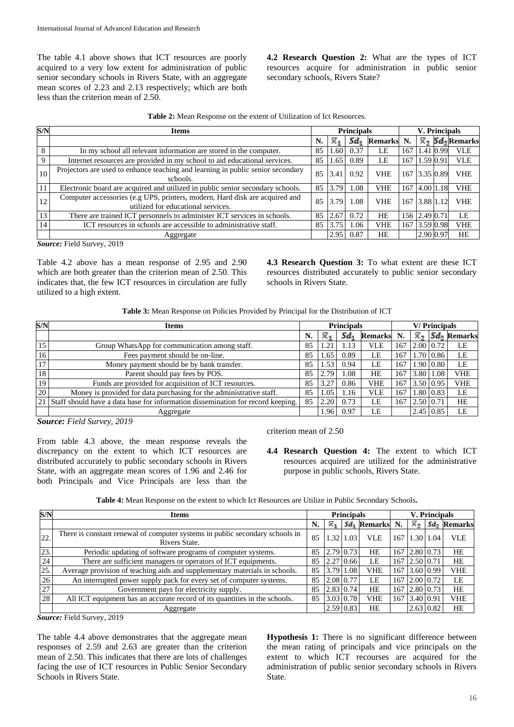The table 4.1 above shows that ICT resources are poorly acquired to a very low extent for administration of public senior secondary schools in Rivers State, with an aggregate mean scores of 2.23 and 2.13 respectively; which are both less than the criterion mean of 2.50.

**4.2 Research Question 2:** What are the types of ICT resources acquire for administration in public senior secondary schools, Rivers State?

**Table 2:** Mean Response on the extent of Utilization of Ict Resources.

| S/N | Items | Principals | | | | V. Principals | | | |
|---|---|---|---|---|---|---|---|---|---|
| | | N. | $\bar{x}_1$ | $Sd_1$ | Remarks | N. | $\bar{x}_2$ | $Sd_2$ | Remarks |
| 8 | In my school all relevant information are stored in the computer. | 85 | 1.60 | 0.37 | LE | 167 | 1.41 | 0.99 | VLE |
| 9 | Internet resources are provided in my school to aid educational services. | 85 | 1.65 | 0.89 | LE | 167 | 1.59 | 0.91 | VLE |
| 10 | Projectors are used to enhance teaching and learning in public senior secondary schools. | 85 | 3.41 | 0.92 | VHE | 167 | 3.35 | 0.89 | VHE |
| 11 | Electronic board are acquired and utilized in public senior secondary schools. | 85 | 3.79 | 1.08 | VHE | 167 | 4.00 | 1.18 | VHE |
| 12 | Computer accessories (e.g UPS, printers, modern, Hard disk are acquired and utilized for educational services. | 85 | 3.79 | 1.08 | VHE | 167 | 3.88 | 1.12 | VHE |
| 13 | There are trained ICT personnels to administer ICT services in schools. | 85 | 2.67 | 0.72 | HE | 156 | 2.49 | 0.71 | LE |
| 14 | ICT resources in schools are accessible to administrative staff. | 85 | 3.75 | 1.06 | VHE | 167 | 3.59 | 0.98 | VHE |
| | Aggregate | | 2.95 | 0.87 | HE | | 2.90 | 0.97 | HE |

***Source:*** Field Survey, 2019

Table 4.2 above has a mean response of 2.95 and 2.90 which are both greater than the criterion mean of 2.50. This indicates that, the few ICT resources in circulation are fully utilized to a high extent.

**4.3 Research Question 3:** To what extent are these ICT resources distributed accurately to public senior secondary schools in Rivers State.

**Table 3:** Mean Response on Policies Provided by Principal for the Distribution of ICT

| S/N | Items | Principals | | | | V/ Principals | | | |
|---|---|---|---|---|---|---|---|---|---|
| | | N. | $\bar{x}_1$ | $Sd_1$ | Remarks | N. | $\bar{x}_2$ | $Sd_2$ | Remarks |
| 15 | Group WhatsApp for communication among staff. | 85 | 1.21 | 1.13 | VLE | 167 | 2.00 | 0.72 | LE |
| 16 | Fees payment should be on-line. | 85 | 1.65 | 0.89 | LE | 167 | 1.70 | 0.86 | LE |
| 17 | Money payment should be by bank transfer. | 85 | 1.53 | 0.94 | LE | 167 | 1.90 | 0.80 | LE |
| 18 | Parent should pay fees by POS. | 85 | 2.79 | 1.08 | HE | 167 | 3.80 | 1.08 | VHE |
| 19 | Funds are provided for acquisition of ICT resources. | 85 | 3.27 | 0.86 | VHE | 167 | 3.50 | 0.95 | VHE |
| 20 | Money is provided for data purchasing for the administrative staff. | 85 | 1.05 | 1.16 | VLE | 167 | 1.80 | 0.83 | LE |
| 21 | Staff should have a data base for information dissemination for record keeping. | 85 | 2.20 | 0.73 | LE | 167 | 2.50 | 0.71 | HE |
| | Aggregate | | 1.96 | 0.97 | LE | | 2.45 | 0.85 | LE |

***Source:** Field Survey, 2019*

From table 4.3 above, the mean response reveals the discrepancy on the extent to which ICT resources are distributed accurately to public secondary schools in Rivers State, with an aggregate mean scores of 1.96 and 2.46 for both Principals and Vice Principals are less than the criterion mean of 2.50

**4.4 Research Question 4:** The extent to which ICT resources acquired are utilized for the administrative purpose in public schools, Rivers State.

**Table 4:** Mean Response on the extent to which Ict Resources are Utilize in Public Secondary Schools**.**

| S/N | Items | Principals | | | | V. Principals | | | |
|---|---|---|---|---|---|---|---|---|---|
| | | N. | $\bar{x}_1$ | $Sd_1$ | Remarks | N. | $\bar{x}_2$ | $Sd_2$ | Remarks |
| 22. | There is constant renewal of computer systems in public secondary schools in Rivers State. | 85 | 1.32 | 1.03 | VLE | 167 | 1.30 | 1.04 | VLE |
| 23. | Periodic updating of software programs of computer systems. | 85 | 2.79 | 0.73 | HE | 167 | 2.80 | 0.73 | HE |
| 24 | There are sufficient managers or operators of ICT equipments. | 85 | 2.27 | 0.66 | LE | 167 | 2.50 | 0.71 | HE |
| 25. | Average provision of teaching aids and supplementary materials in schools. | 85 | 3.79 | 1.08 | VHE | 167 | 3.60 | 0.99 | VHE |
| 26 | An interrupted power supply pack for every set of computer systems. | 85 | 2.08 | 0.77 | LE | 167 | 2.00 | 0.72 | LE |
| 27 | Government pays for electricity supply. | 85 | 2.83 | 0.74 | HE | 167 | 2.80 | 0.73 | HE |
| 28 | All ICT equipment has an accurate record of its quantities in the schools. | 85 | 3.03 | 0.78 | VHE | 167 | 3.40 | 0.91 | VHE |
| | Aggregate | | 2.59 | 0.83 | HE | | 2.63 | 0.82 | HE |

***Source:*** Field Survey, 2019

The table 4.4 above demonstrates that the aggregate mean responses of 2.59 and 2.63 are greater than the criterion mean of 2.50. This indicates that there are lots of challenges facing the use of ICT resources in Public Senior Secondary Schools in Rivers State.

**Hypothesis 1:** There is no significant difference between the mean rating of principals and vice principals on the extent to which ICT recourses are acquired for the administration of public senior secondary schools in Rivers State.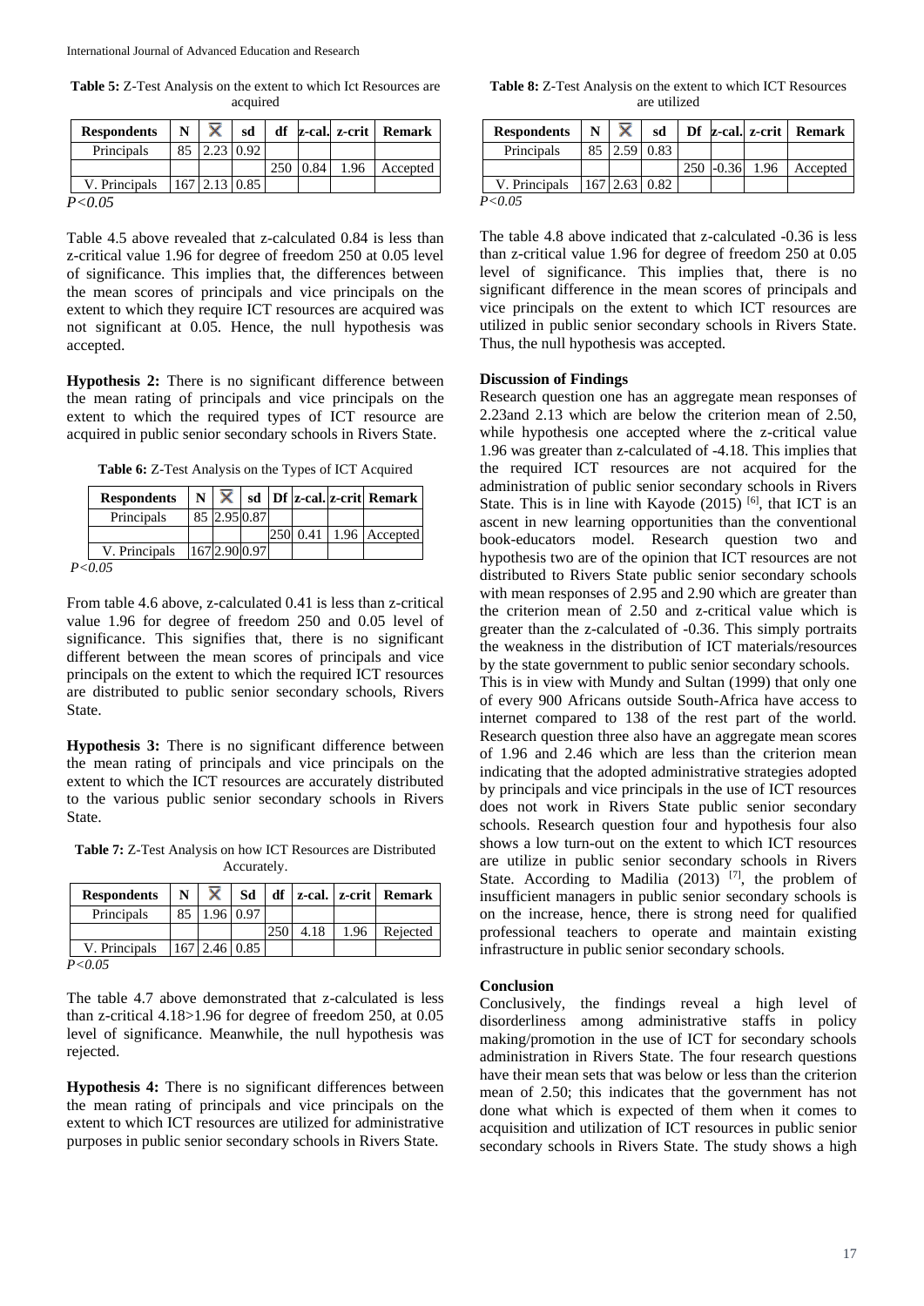**Table 5:** Z-Test Analysis on the extent to which Ict Resources are acquired

| Respondents | N | $\bar{X}$ | sd | df | z-cal. | z-crit | Remark |
|---|---|---|---|---|---|---|---|
| Principals | 85 | 2.23 | 0.92 | | | | |
| | | | | 250 | 0.84 | 1.96 | Accepted |
| V. Principals | 167 | 2.13 | 0.85 | | | | |

*P<0.05*

Table 4.5 above revealed that z-calculated 0.84 is less than z-critical value 1.96 for degree of freedom 250 at 0.05 level of significance. This implies that, the differences between the mean scores of principals and vice principals on the extent to which they require ICT resources are acquired was not significant at 0.05. Hence, the null hypothesis was accepted.

**Hypothesis 2:** There is no significant difference between the mean rating of principals and vice principals on the extent to which the required types of ICT resource are acquired in public senior secondary schools in Rivers State.

**Table 6:** Z-Test Analysis on the Types of ICT Acquired

| Respondents | N | $\bar{X}$ | sd | Df | z-cal. | z-crit | Remark |
|---|---|---|---|---|---|---|---|
| Principals | 85 | 2.95 | 0.87 | | | | |
| | | | | 250 | 0.41 | 1.96 | Accepted |
| V. Principals | 167 | 2.90 | 0.97 | | | | |

*P<0.05*

From table 4.6 above, z-calculated 0.41 is less than z-critical value 1.96 for degree of freedom 250 and 0.05 level of significance. This signifies that, there is no significant different between the mean scores of principals and vice principals on the extent to which the required ICT resources are distributed to public senior secondary schools, Rivers State.

**Hypothesis 3:** There is no significant difference between the mean rating of principals and vice principals on the extent to which the ICT resources are accurately distributed to the various public senior secondary schools in Rivers State.

**Table 7:** Z-Test Analysis on how ICT Resources are Distributed Accurately.

| Respondents | N | $\bar{X}$ | Sd | df | z-cal. | z-crit | Remark |
|---|---|---|---|---|---|---|---|
| Principals | 85 | 1.96 | 0.97 | | | | |
| | | | | 250 | 4.18 | 1.96 | Rejected |
| V. Principals | 167 | 2.46 | 0.85 | | | | |

*P<0.05*

The table 4.7 above demonstrated that z-calculated is less than z-critical 4.18>1.96 for degree of freedom 250, at 0.05 level of significance. Meanwhile, the null hypothesis was rejected.

**Hypothesis 4:** There is no significant differences between the mean rating of principals and vice principals on the extent to which ICT resources are utilized for administrative purposes in public senior secondary schools in Rivers State.

**Table 8:** Z-Test Analysis on the extent to which ICT Resources are utilized

| Respondents | N | $\bar{X}$ | sd | Df | z-cal. | z-crit | Remark |
|---|---|---|---|---|---|---|---|
| Principals | 85 | 2.59 | 0.83 | | | | |
| | | | | 250 | -0.36 | 1.96 | Accepted |
| V. Principals | 167 | 2.63 | 0.82 | | | | |

*P<0.05*

The table 4.8 above indicated that z-calculated -0.36 is less than z-critical value 1.96 for degree of freedom 250 at 0.05 level of significance. This implies that, there is no significant difference in the mean scores of principals and vice principals on the extent to which ICT resources are utilized in public senior secondary schools in Rivers State. Thus, the null hypothesis was accepted.

**Discussion of Findings**

Research question one has an aggregate mean responses of 2.23and 2.13 which are below the criterion mean of 2.50, while hypothesis one accepted where the z-critical value 1.96 was greater than z-calculated of -4.18. This implies that the required ICT resources are not acquired for the administration of public senior secondary schools in Rivers State. This is in line with Kayode (2015) [6], that ICT is an ascent in new learning opportunities than the conventional book-educators model. Research question two and hypothesis two are of the opinion that ICT resources are not distributed to Rivers State public senior secondary schools with mean responses of 2.95 and 2.90 which are greater than the criterion mean of 2.50 and z-critical value which is greater than the z-calculated of -0.36. This simply portraits the weakness in the distribution of ICT materials/resources by the state government to public senior secondary schools.

This is in view with Mundy and Sultan (1999) that only one of every 900 Africans outside South-Africa have access to internet compared to 138 of the rest part of the world. Research question three also have an aggregate mean scores of 1.96 and 2.46 which are less than the criterion mean indicating that the adopted administrative strategies adopted by principals and vice principals in the use of ICT resources does not work in Rivers State public senior secondary schools. Research question four and hypothesis four also shows a low turn-out on the extent to which ICT resources are utilize in public senior secondary schools in Rivers State. According to Madilia (2013) [7], the problem of insufficient managers in public senior secondary schools is on the increase, hence, there is strong need for qualified professional teachers to operate and maintain existing infrastructure in public senior secondary schools.

**Conclusion**

Conclusively, the findings reveal a high level of disorderliness among administrative staffs in policy making/promotion in the use of ICT for secondary schools administration in Rivers State. The four research questions have their mean sets that was below or less than the criterion mean of 2.50; this indicates that the government has not done what which is expected of them when it comes to acquisition and utilization of ICT resources in public senior secondary schools in Rivers State. The study shows a high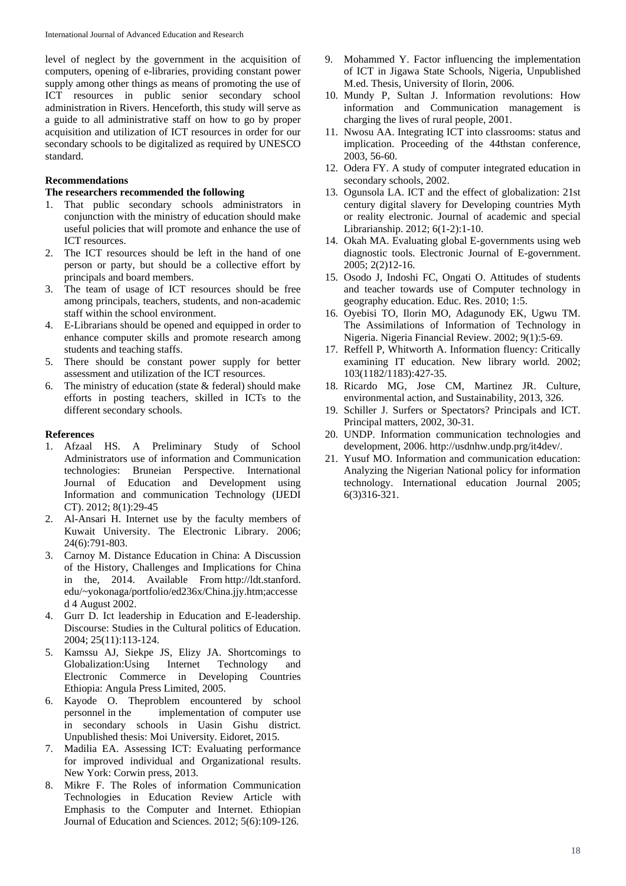level of neglect by the government in the acquisition of computers, opening of e-libraries, providing constant power supply among other things as means of promoting the use of ICT resources in public senior secondary school administration in Rivers. Henceforth, this study will serve as a guide to all administrative staff on how to go by proper acquisition and utilization of ICT resources in order for our secondary schools to be digitalized as required by UNESCO standard.

## Recommendations

**The researchers recommended the following**

1. That public secondary schools administrators in conjunction with the ministry of education should make useful policies that will promote and enhance the use of ICT resources.
2. The ICT resources should be left in the hand of one person or party, but should be a collective effort by principals and board members.
3. The team of usage of ICT resources should be free among principals, teachers, students, and non-academic staff within the school environment.
4. E-Librarians should be opened and equipped in order to enhance computer skills and promote research among students and teaching staffs.
5. There should be constant power supply for better assessment and utilization of the ICT resources.
6. The ministry of education (state & federal) should make efforts in posting teachers, skilled in ICTs to the different secondary schools.

## References

1. Afzaal HS. A Preliminary Study of School Administrators use of information and Communication technologies: Bruneian Perspective. International Journal of Education and Development using Information and communication Technology (IJEDI CT). 2012; 8(1):29-45
2. Al-Ansari H. Internet use by the faculty members of Kuwait University. The Electronic Library. 2006; 24(6):791-803.
3. Carnoy M. Distance Education in China: A Discussion of the History, Challenges and Implications for China in the, 2014. Available From http://ldt.stanford.edu/~yokonaga/portfolio/ed236x/China.jjy.htm;accessed 4 August 2002.
4. Gurr D. Ict leadership in Education and E-leadership. Discourse: Studies in the Cultural politics of Education. 2004; 25(11):113-124.
5. Kamssu AJ, Siekpe JS, Elizy JA. Shortcomings to Globalization:Using Internet Technology and Electronic Commerce in Developing Countries Ethiopia: Angula Press Limited, 2005.
6. Kayode O. Theproblem encountered by school personnel in the implementation of computer use in secondary schools in Uasin Gishu district. Unpublished thesis: Moi University. Eidoret, 2015.
7. Madilia EA. Assessing ICT: Evaluating performance for improved individual and Organizational results. New York: Corwin press, 2013.
8. Mikre F. The Roles of information Communication Technologies in Education Review Article with Emphasis to the Computer and Internet. Ethiopian Journal of Education and Sciences. 2012; 5(6):109-126.
9. Mohammed Y. Factor influencing the implementation of ICT in Jigawa State Schools, Nigeria, Unpublished M.ed. Thesis, University of Ilorin, 2006.
10. Mundy P, Sultan J. Information revolutions: How information and Communication management is charging the lives of rural people, 2001.
11. Nwosu AA. Integrating ICT into classrooms: status and implication. Proceeding of the 44thstan conference, 2003, 56-60.
12. Odera FY. A study of computer integrated education in secondary schools, 2002.
13. Ogunsola LA. ICT and the effect of globalization: 21st century digital slavery for Developing countries Myth or reality electronic. Journal of academic and special Librarianship. 2012; 6(1-2):1-10.
14. Okah MA. Evaluating global E-governments using web diagnostic tools. Electronic Journal of E-government. 2005; 2(2)12-16.
15. Osodo J, Indoshi FC, Ongati O. Attitudes of students and teacher towards use of Computer technology in geography education. Educ. Res. 2010; 1:5.
16. Oyebisi TO, Ilorin MO, Adagunody EK, Ugwu TM. The Assimilations of Information of Technology in Nigeria. Nigeria Financial Review. 2002; 9(1):5-69.
17. Reffell P, Whitworth A. Information fluency: Critically examining IT education. New library world. 2002; 103(1182/1183):427-35.
18. Ricardo MG, Jose CM, Martinez JR. Culture, environmental action, and Sustainability, 2013, 326.
19. Schiller J. Surfers or Spectators? Principals and ICT. Principal matters, 2002, 30-31.
20. UNDP. Information communication technologies and development, 2006. http://usdnhw.undp.prg/it4dev/.
21. Yusuf MO. Information and communication education: Analyzing the Nigerian National policy for information technology. International education Journal 2005; 6(3)316-321.